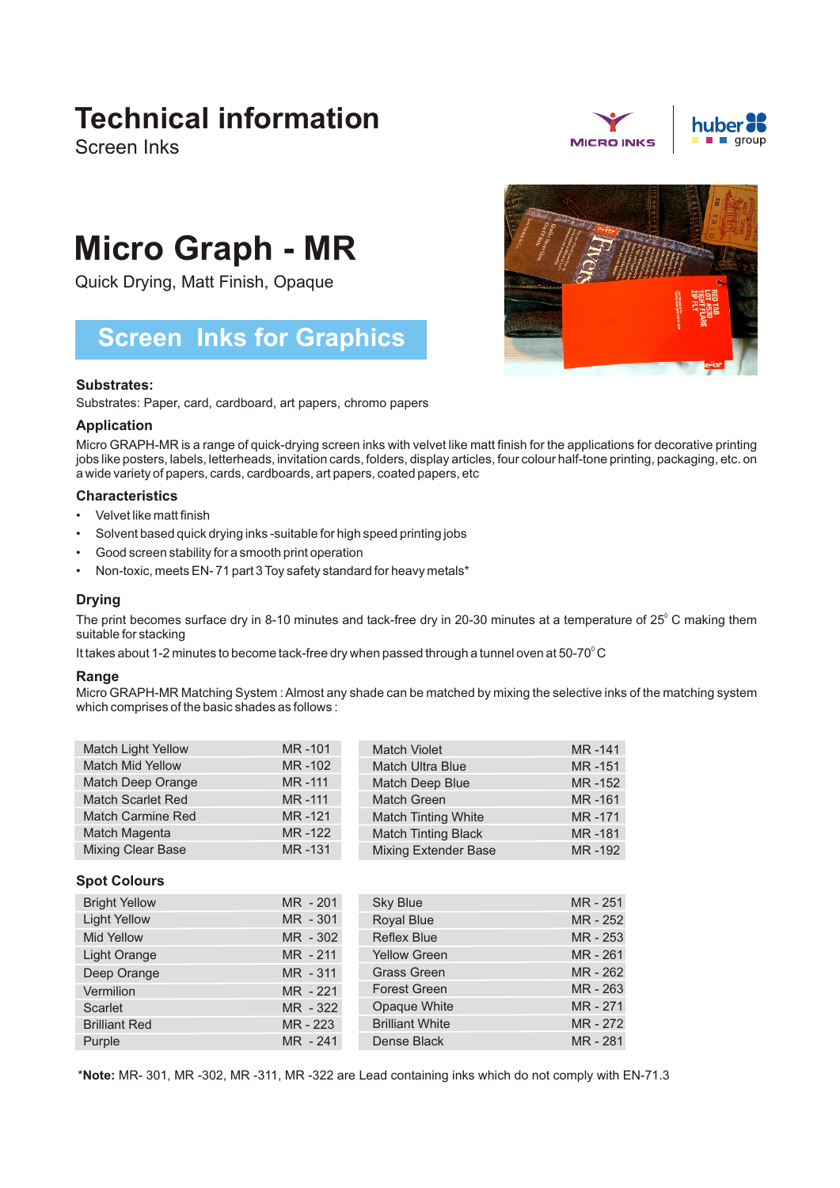# Technical information

Screen Inks

MICRO INKS | huber group

# Micro Graph - MR

Quick Drying, Matt Finish, Opaque

## Screen Inks for Graphics

### Substrates:

Substrates: Paper, card, cardboard, art papers, chromo papers

### Application

Micro GRAPH-MR is a range of quick-drying screen inks with velvet like matt finish for the applications for decorative printing jobs like posters, labels, letterheads, invitation cards, folders, display articles, four colour half-tone printing, packaging, etc. on a wide variety of papers, cards, cardboards, art papers, coated papers, etc

### Characteristics

- Velvet like matt finish
- Solvent based quick drying inks -suitable for high speed printing jobs
- Good screen stability for a smooth print operation
- Non-toxic, meets EN- 71 part 3 Toy safety standard for heavy metals*

### Drying

The print becomes surface dry in 8-10 minutes and tack-free dry in 20-30 minutes at a temperature of 25° C making them suitable for stacking

It takes about 1-2 minutes to become tack-free dry when passed through a tunnel oven at 50-70° C

### Range

Micro GRAPH-MR Matching System : Almost any shade can be matched by mixing the selective inks of the matching system which comprises of the basic shades as follows :

| Shade | Code |
|---|---|
| Match Light Yellow | MR -101 |
| Match Mid Yellow | MR -102 |
| Match Deep Orange | MR -111 |
| Match Scarlet Red | MR -111 |
| Match Carmine Red | MR -121 |
| Match Magenta | MR -122 |
| Mixing Clear Base | MR -131 |
| Match Violet | MR -141 |
| Match Ultra Blue | MR -151 |
| Match Deep Blue | MR -152 |
| Match Green | MR -161 |
| Match Tinting White | MR -171 |
| Match Tinting Black | MR -181 |
| Mixing Extender Base | MR -192 |

### Spot Colours

| Shade | Code |
|---|---|
| Bright Yellow | MR - 201 |
| Light Yellow | MR - 301 |
| Mid Yellow | MR - 302 |
| Light Orange | MR - 211 |
| Deep Orange | MR - 311 |
| Vermilion | MR - 221 |
| Scarlet | MR - 322 |
| Brilliant Red | MR - 223 |
| Purple | MR - 241 |
| Sky Blue | MR - 251 |
| Royal Blue | MR - 252 |
| Reflex Blue | MR - 253 |
| Yellow Green | MR - 261 |
| Grass Green | MR - 262 |
| Forest Green | MR - 263 |
| Opaque White | MR - 271 |
| Brilliant White | MR - 272 |
| Dense Black | MR - 281 |

***Note:** MR- 301, MR -302, MR -311, MR -322 are Lead containing inks which do not comply with EN-71.3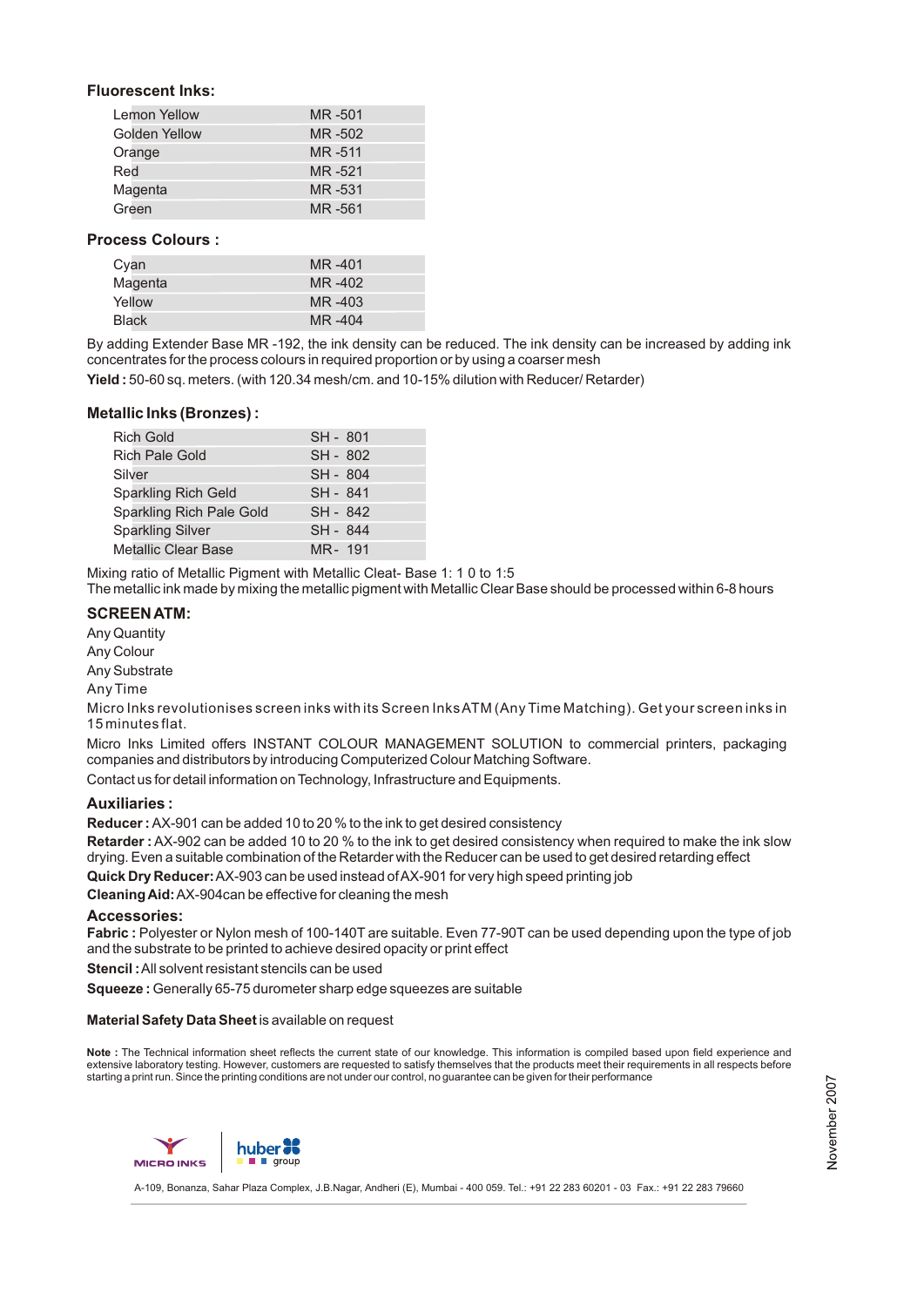### Fluorescent Inks:

| | |
|---|---|
| Lemon Yellow | MR -501 |
| Golden Yellow | MR -502 |
| Orange | MR -511 |
| Red | MR -521 |
| Magenta | MR -531 |
| Green | MR -561 |

### Process Colours :

| | |
|---|---|
| Cyan | MR -401 |
| Magenta | MR -402 |
| Yellow | MR -403 |
| Black | MR -404 |

By adding Extender Base MR -192, the ink density can be reduced. The ink density can be increased by adding ink concentrates for the process colours in required proportion or by using a coarser mesh

**Yield :** 50-60 sq. meters. (with 120.34 mesh/cm. and 10-15% dilution with Reducer/ Retarder)

### Metallic Inks (Bronzes) :

| | |
|---|---|
| Rich Gold | SH - 801 |
| Rich Pale Gold | SH - 802 |
| Silver | SH - 804 |
| Sparkling Rich Geld | SH - 841 |
| Sparkling Rich Pale Gold | SH - 842 |
| Sparkling Silver | SH - 844 |
| Metallic Clear Base | MR- 191 |

Mixing ratio of Metallic Pigment with Metallic Cleat- Base 1: 1 0 to 1:5
The metallic ink made by mixing the metallic pigment with Metallic Clear Base should be processed within 6-8 hours

### SCREEN ATM:

Any Quantity
Any Colour
Any Substrate
Any Time

Micro Inks revolutionises screen inks with its Screen Inks ATM (Any Time Matching). Get your screen inks in 15 minutes flat.

Micro Inks Limited offers INSTANT COLOUR MANAGEMENT SOLUTION to commercial printers, packaging companies and distributors by introducing Computerized Colour Matching Software.

Contact us for detail information on Technology, Infrastructure and Equipments.

### Auxiliaries :

**Reducer :** AX-901 can be added 10 to 20 % to the ink to get desired consistency

**Retarder :** AX-902 can be added 10 to 20 % to the ink to get desired consistency when required to make the ink slow drying. Even a suitable combination of the Retarder with the Reducer can be used to get desired retarding effect

**Quick Dry Reducer:** AX-903 can be used instead of AX-901 for very high speed printing job

**Cleaning Aid:** AX-904can be effective for cleaning the mesh

### Accessories:

**Fabric :** Polyester or Nylon mesh of 100-140T are suitable. Even 77-90T can be used depending upon the type of job and the substrate to be printed to achieve desired opacity or print effect

**Stencil :** All solvent resistant stencils can be used

**Squeeze :** Generally 65-75 durometer sharp edge squeezes are suitable

**Material Safety Data Sheet** is available on request

**Note :** The Technical information sheet reflects the current state of our knowledge. This information is compiled based upon field experience and extensive laboratory testing. However, customers are requested to satisfy themselves that the products meet their requirements in all respects before starting a print run. Since the printing conditions are not under our control, no guarantee can be given for their performance

November 2007

MICRO INKS | huber group

A-109, Bonanza, Sahar Plaza Complex, J.B.Nagar, Andheri (E), Mumbai - 400 059. Tel.: +91 22 283 60201 - 03 Fax.: +91 22 283 79660